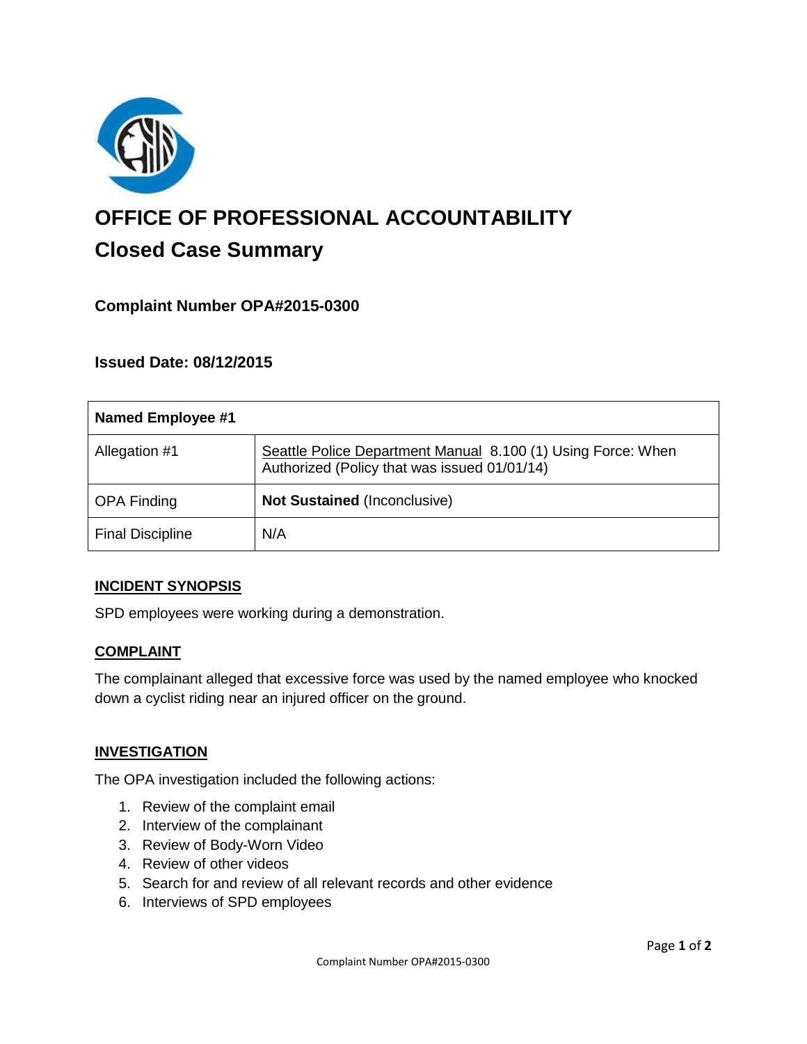# OFFICE OF PROFESSIONAL ACCOUNTABILITY

## Closed Case Summary

### Complaint Number OPA#2015-0300

### Issued Date: 08/12/2015

| Named Employee #1 | |
|---|---|
| Allegation #1 | Seattle Police Department Manual 8.100 (1) Using Force: When Authorized (Policy that was issued 01/01/14) |
| OPA Finding | **Not Sustained** (Inconclusive) |
| Final Discipline | N/A |

### INCIDENT SYNOPSIS

SPD employees were working during a demonstration.

### COMPLAINT

The complainant alleged that excessive force was used by the named employee who knocked down a cyclist riding near an injured officer on the ground.

### INVESTIGATION

The OPA investigation included the following actions:

1. Review of the complaint email
2. Interview of the complainant
3. Review of Body-Worn Video
4. Review of other videos
5. Search for and review of all relevant records and other evidence
6. Interviews of SPD employees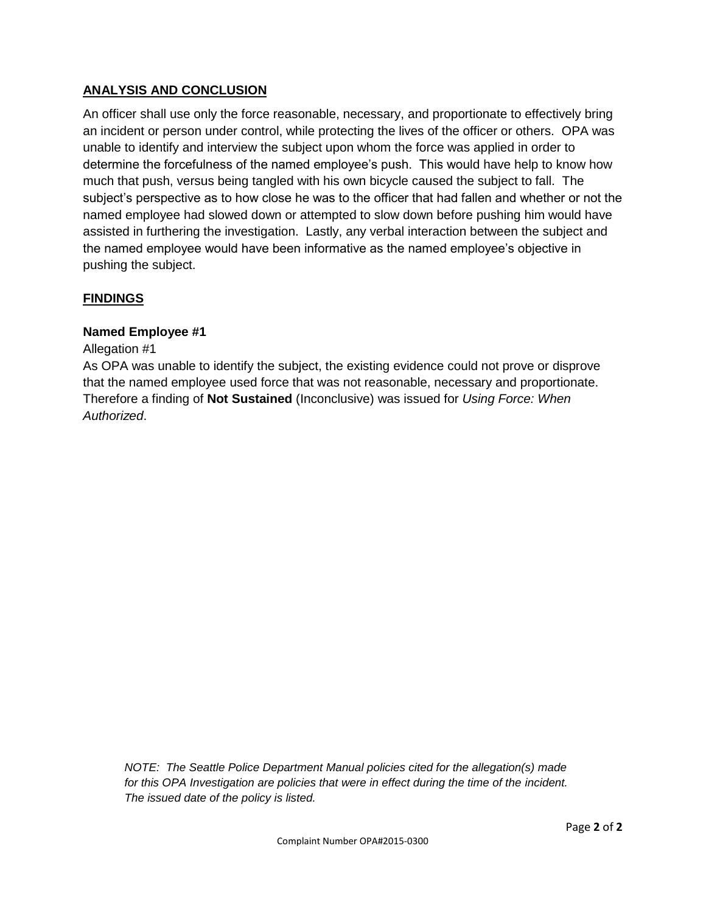## ANALYSIS AND CONCLUSION

An officer shall use only the force reasonable, necessary, and proportionate to effectively bring an incident or person under control, while protecting the lives of the officer or others. OPA was unable to identify and interview the subject upon whom the force was applied in order to determine the forcefulness of the named employee's push. This would have help to know how much that push, versus being tangled with his own bicycle caused the subject to fall. The subject's perspective as to how close he was to the officer that had fallen and whether or not the named employee had slowed down or attempted to slow down before pushing him would have assisted in furthering the investigation. Lastly, any verbal interaction between the subject and the named employee would have been informative as the named employee's objective in pushing the subject.

## FINDINGS

### Named Employee #1

Allegation #1

As OPA was unable to identify the subject, the existing evidence could not prove or disprove that the named employee used force that was not reasonable, necessary and proportionate. Therefore a finding of **Not Sustained** (Inconclusive) was issued for *Using Force: When Authorized*.

*NOTE: The Seattle Police Department Manual policies cited for the allegation(s) made for this OPA Investigation are policies that were in effect during the time of the incident. The issued date of the policy is listed.*

Complaint Number OPA#2015-0300